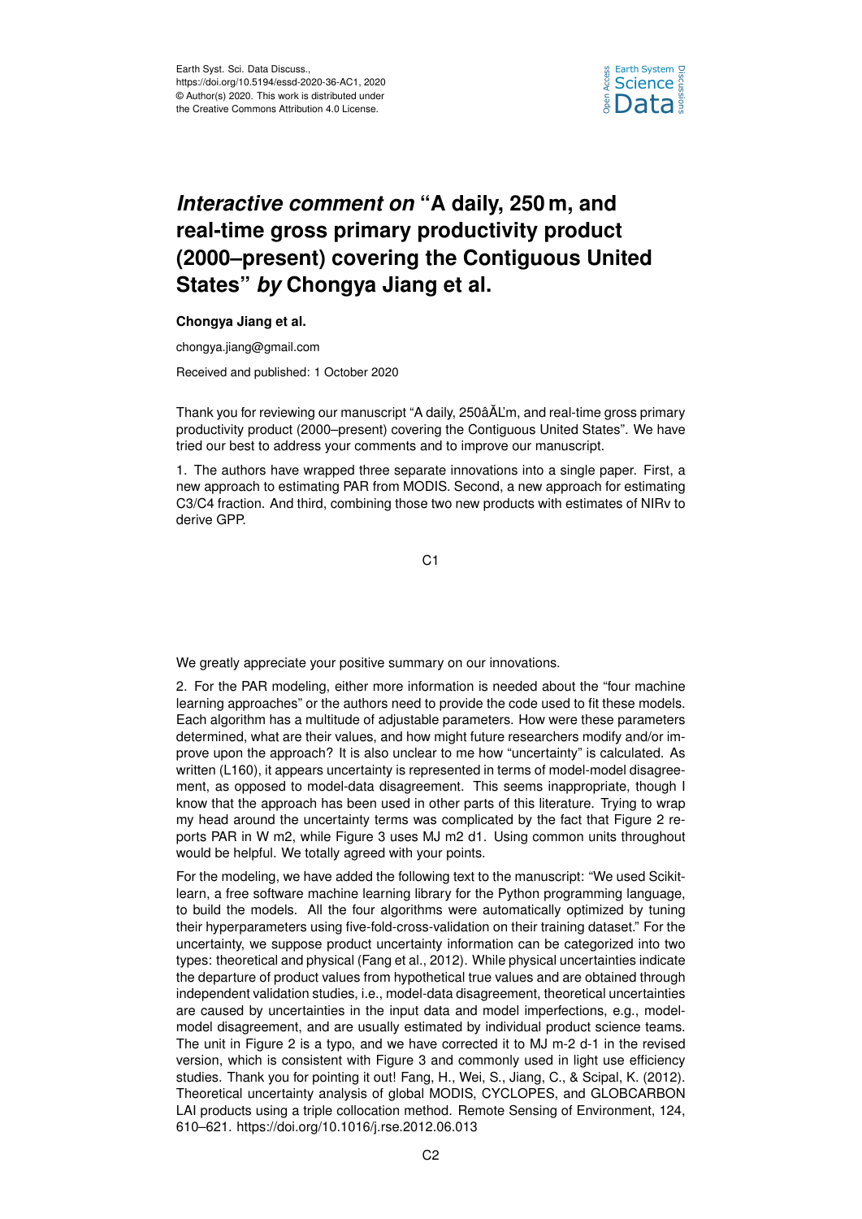# *Interactive comment on* "A daily, 250 m, and real-time gross primary productivity product (2000–present) covering the Contiguous United States" *by* Chongya Jiang et al.

**Chongya Jiang et al.**

chongya.jiang@gmail.com

Received and published: 1 October 2020

Thank you for reviewing our manuscript "A daily, 250âĂĹm, and real-time gross primary productivity product (2000–present) covering the Contiguous United States". We have tried our best to address your comments and to improve our manuscript.

1. The authors have wrapped three separate innovations into a single paper. First, a new approach to estimating PAR from MODIS. Second, a new approach for estimating C3/C4 fraction. And third, combining those two new products with estimates of NIRv to derive GPP.

We greatly appreciate your positive summary on our innovations.

2. For the PAR modeling, either more information is needed about the "four machine learning approaches" or the authors need to provide the code used to fit these models. Each algorithm has a multitude of adjustable parameters. How were these parameters determined, what are their values, and how might future researchers modify and/or improve upon the approach? It is also unclear to me how "uncertainty" is calculated. As written (L160), it appears uncertainty is represented in terms of model-model disagreement, as opposed to model-data disagreement. This seems inappropriate, though I know that the approach has been used in other parts of this literature. Trying to wrap my head around the uncertainty terms was complicated by the fact that Figure 2 reports PAR in W m2, while Figure 3 uses MJ m2 d1. Using common units throughout would be helpful. We totally agreed with your points.

For the modeling, we have added the following text to the manuscript: "We used Scikit-learn, a free software machine learning library for the Python programming language, to build the models. All the four algorithms were automatically optimized by tuning their hyperparameters using five-fold-cross-validation on their training dataset." For the uncertainty, we suppose product uncertainty information can be categorized into two types: theoretical and physical (Fang et al., 2012). While physical uncertainties indicate the departure of product values from hypothetical true values and are obtained through independent validation studies, i.e., model-data disagreement, theoretical uncertainties are caused by uncertainties in the input data and model imperfections, e.g., model-model disagreement, and are usually estimated by individual product science teams. The unit in Figure 2 is a typo, and we have corrected it to MJ m-2 d-1 in the revised version, which is consistent with Figure 3 and commonly used in light use efficiency studies. Thank you for pointing it out! Fang, H., Wei, S., Jiang, C., & Scipal, K. (2012). Theoretical uncertainty analysis of global MODIS, CYCLOPES, and GLOBCARBON LAI products using a triple collocation method. Remote Sensing of Environment, 124, 610–621. https://doi.org/10.1016/j.rse.2012.06.013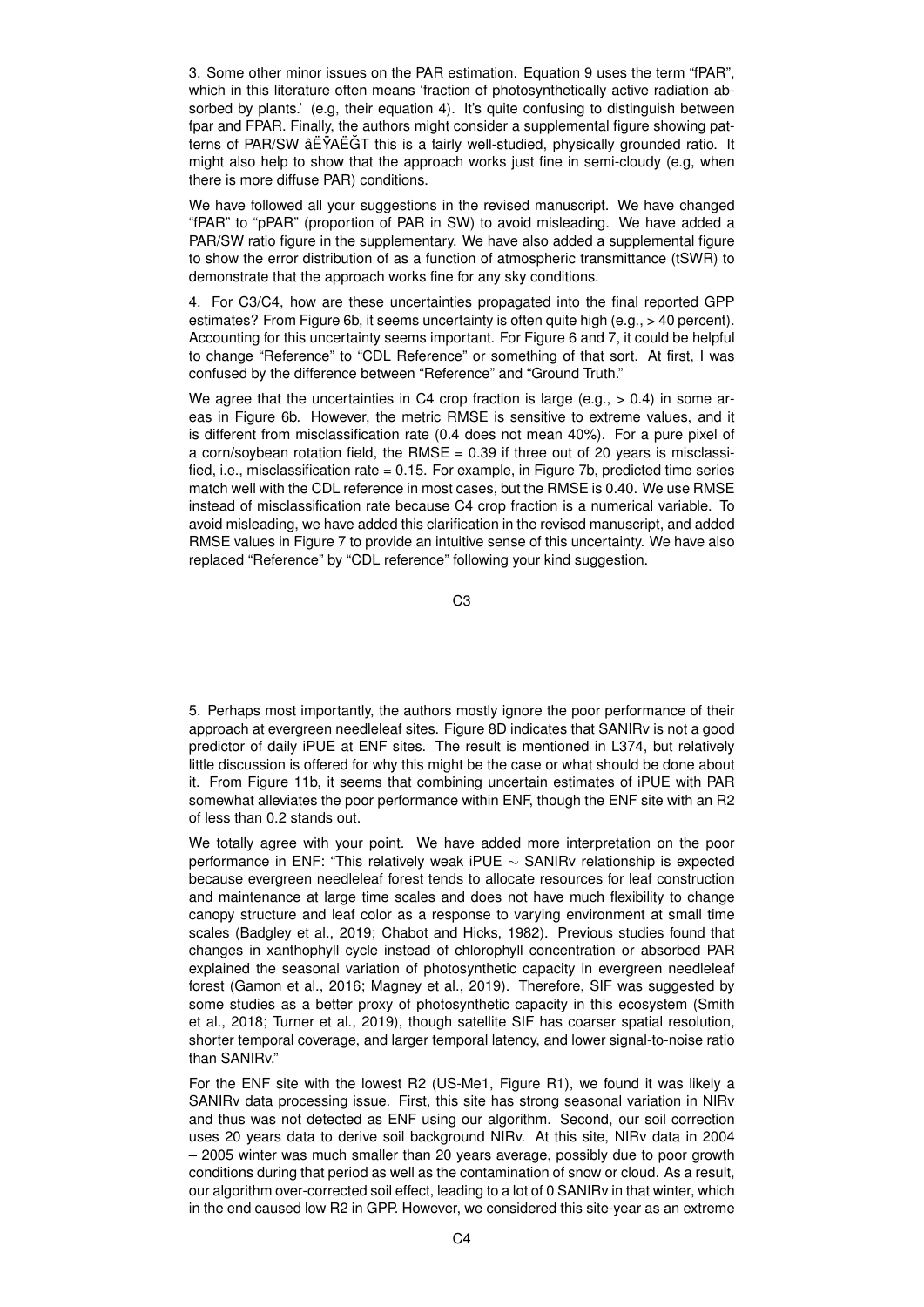3. Some other minor issues on the PAR estimation. Equation 9 uses the term "fPAR", which in this literature often means 'fraction of photosynthetically active radiation absorbed by plants.' (e.g, their equation 4). It's quite confusing to distinguish between fpar and FPAR. Finally, the authors might consider a supplemental figure showing patterns of PAR/SW âĚŸAĚĞT this is a fairly well-studied, physically grounded ratio. It might also help to show that the approach works just fine in semi-cloudy (e.g, when there is more diffuse PAR) conditions.

We have followed all your suggestions in the revised manuscript. We have changed "fPAR" to "pPAR" (proportion of PAR in SW) to avoid misleading. We have added a PAR/SW ratio figure in the supplementary. We have also added a supplemental figure to show the error distribution of as a function of atmospheric transmittance (tSWR) to demonstrate that the approach works fine for any sky conditions.

4. For C3/C4, how are these uncertainties propagated into the final reported GPP estimates? From Figure 6b, it seems uncertainty is often quite high (e.g., > 40 percent). Accounting for this uncertainty seems important. For Figure 6 and 7, it could be helpful to change "Reference" to "CDL Reference" or something of that sort. At first, I was confused by the difference between "Reference" and "Ground Truth."

We agree that the uncertainties in C4 crop fraction is large (e.g., > 0.4) in some areas in Figure 6b. However, the metric RMSE is sensitive to extreme values, and it is different from misclassification rate (0.4 does not mean 40%). For a pure pixel of a corn/soybean rotation field, the RMSE = 0.39 if three out of 20 years is misclassified, i.e., misclassification rate = 0.15. For example, in Figure 7b, predicted time series match well with the CDL reference in most cases, but the RMSE is 0.40. We use RMSE instead of misclassification rate because C4 crop fraction is a numerical variable. To avoid misleading, we have added this clarification in the revised manuscript, and added RMSE values in Figure 7 to provide an intuitive sense of this uncertainty. We have also replaced "Reference" by "CDL reference" following your kind suggestion.

5. Perhaps most importantly, the authors mostly ignore the poor performance of their approach at evergreen needleleaf sites. Figure 8D indicates that SANIRv is not a good predictor of daily iPUE at ENF sites. The result is mentioned in L374, but relatively little discussion is offered for why this might be the case or what should be done about it. From Figure 11b, it seems that combining uncertain estimates of iPUE with PAR somewhat alleviates the poor performance within ENF, though the ENF site with an R2 of less than 0.2 stands out.

We totally agree with your point. We have added more interpretation on the poor performance in ENF: "This relatively weak iPUE $\sim$ SANIRv relationship is expected because evergreen needleleaf forest tends to allocate resources for leaf construction and maintenance at large time scales and does not have much flexibility to change canopy structure and leaf color as a response to varying environment at small time scales (Badgley et al., 2019; Chabot and Hicks, 1982). Previous studies found that changes in xanthophyll cycle instead of chlorophyll concentration or absorbed PAR explained the seasonal variation of photosynthetic capacity in evergreen needleleaf forest (Gamon et al., 2016; Magney et al., 2019). Therefore, SIF was suggested by some studies as a better proxy of photosynthetic capacity in this ecosystem (Smith et al., 2018; Turner et al., 2019), though satellite SIF has coarser spatial resolution, shorter temporal coverage, and larger temporal latency, and lower signal-to-noise ratio than SANIRv."

For the ENF site with the lowest R2 (US-Me1, Figure R1), we found it was likely a SANIRv data processing issue. First, this site has strong seasonal variation in NIRv and thus was not detected as ENF using our algorithm. Second, our soil correction uses 20 years data to derive soil background NIRv. At this site, NIRv data in 2004 – 2005 winter was much smaller than 20 years average, possibly due to poor growth conditions during that period as well as the contamination of snow or cloud. As a result, our algorithm over-corrected soil effect, leading to a lot of 0 SANIRv in that winter, which in the end caused low R2 in GPP. However, we considered this site-year as an extreme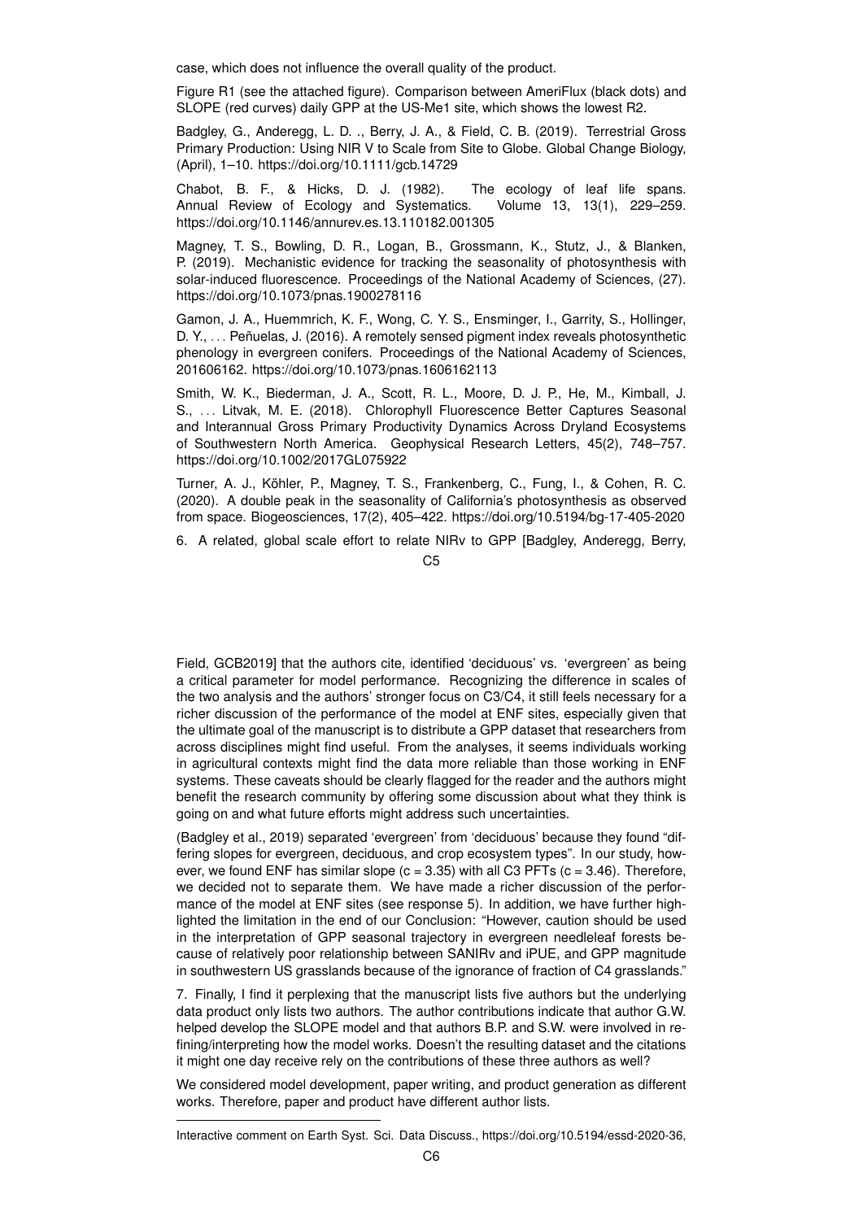case, which does not influence the overall quality of the product.

Figure R1 (see the attached figure). Comparison between AmeriFlux (black dots) and SLOPE (red curves) daily GPP at the US-Me1 site, which shows the lowest R2.

Badgley, G., Anderegg, L. D. ., Berry, J. A., & Field, C. B. (2019). Terrestrial Gross Primary Production: Using NIR V to Scale from Site to Globe. Global Change Biology, (April), 1–10. https://doi.org/10.1111/gcb.14729

Chabot, B. F., & Hicks, D. J. (1982). The ecology of leaf life spans. Annual Review of Ecology and Systematics. Volume 13, 13(1), 229–259. https://doi.org/10.1146/annurev.es.13.110182.001305

Magney, T. S., Bowling, D. R., Logan, B., Grossmann, K., Stutz, J., & Blanken, P. (2019). Mechanistic evidence for tracking the seasonality of photosynthesis with solar-induced fluorescence. Proceedings of the National Academy of Sciences, (27). https://doi.org/10.1073/pnas.1900278116

Gamon, J. A., Huemmrich, K. F., Wong, C. Y. S., Ensminger, I., Garrity, S., Hollinger, D. Y., . . . Peñuelas, J. (2016). A remotely sensed pigment index reveals photosynthetic phenology in evergreen conifers. Proceedings of the National Academy of Sciences, 201606162. https://doi.org/10.1073/pnas.1606162113

Smith, W. K., Biederman, J. A., Scott, R. L., Moore, D. J. P., He, M., Kimball, J. S., . . . Litvak, M. E. (2018). Chlorophyll Fluorescence Better Captures Seasonal and Interannual Gross Primary Productivity Dynamics Across Dryland Ecosystems of Southwestern North America. Geophysical Research Letters, 45(2), 748–757. https://doi.org/10.1002/2017GL075922

Turner, A. J., Köhler, P., Magney, T. S., Frankenberg, C., Fung, I., & Cohen, R. C. (2020). A double peak in the seasonality of California's photosynthesis as observed from space. Biogeosciences, 17(2), 405–422. https://doi.org/10.5194/bg-17-405-2020

6. A related, global scale effort to relate NIRv to GPP [Badgley, Anderegg, Berry, Field, GCB2019] that the authors cite, identified 'deciduous' vs. 'evergreen' as being a critical parameter for model performance. Recognizing the difference in scales of the two analysis and the authors' stronger focus on C3/C4, it still feels necessary for a richer discussion of the performance of the model at ENF sites, especially given that the ultimate goal of the manuscript is to distribute a GPP dataset that researchers from across disciplines might find useful. From the analyses, it seems individuals working in agricultural contexts might find the data more reliable than those working in ENF systems. These caveats should be clearly flagged for the reader and the authors might benefit the research community by offering some discussion about what they think is going on and what future efforts might address such uncertainties.

(Badgley et al., 2019) separated 'evergreen' from 'deciduous' because they found "differing slopes for evergreen, deciduous, and crop ecosystem types". In our study, however, we found ENF has similar slope ($c = 3.35$) with all C3 PFTs ($c = 3.46$). Therefore, we decided not to separate them. We have made a richer discussion of the performance of the model at ENF sites (see response 5). In addition, we have further highlighted the limitation in the end of our Conclusion: "However, caution should be used in the interpretation of GPP seasonal trajectory in evergreen needleleaf forests because of relatively poor relationship between SANIRv and iPUE, and GPP magnitude in southwestern US grasslands because of the ignorance of fraction of C4 grasslands."

7. Finally, I find it perplexing that the manuscript lists five authors but the underlying data product only lists two authors. The author contributions indicate that author G.W. helped develop the SLOPE model and that authors B.P. and S.W. were involved in refining/interpreting how the model works. Doesn't the resulting dataset and the citations it might one day receive rely on the contributions of these three authors as well?

We considered model development, paper writing, and product generation as different works. Therefore, paper and product have different author lists.

---

Interactive comment on Earth Syst. Sci. Data Discuss., https://doi.org/10.5194/essd-2020-36,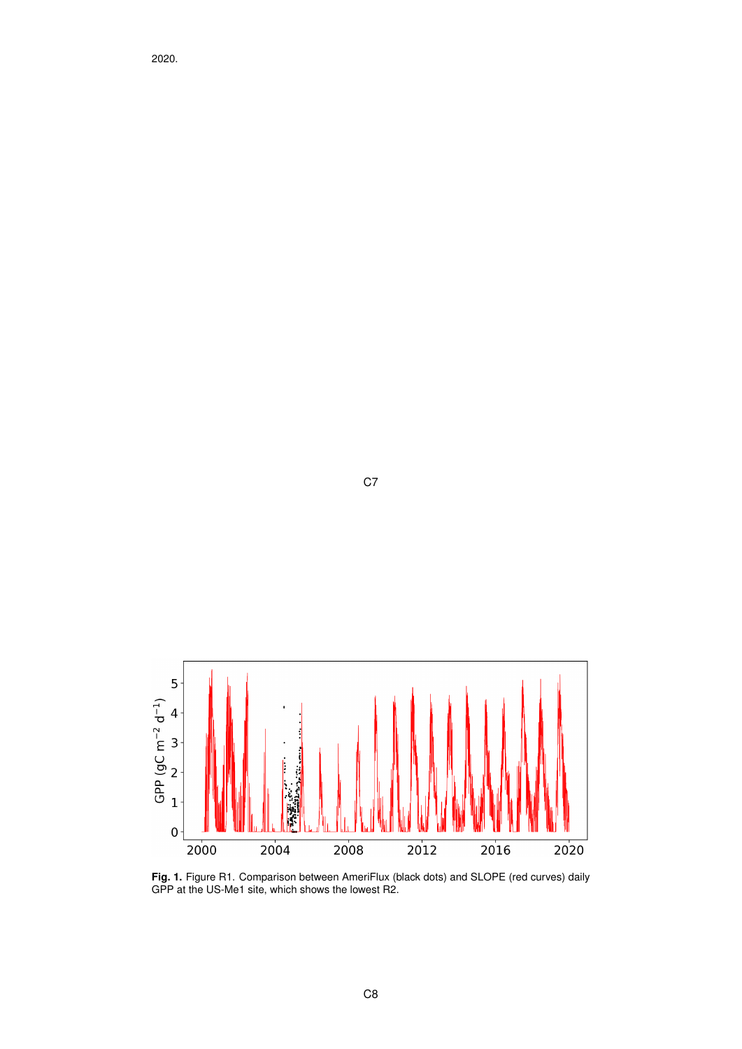2020.

GPP (gC m$^{-2}$ d$^{-1}$)

0
1
2
3
4
5

2000
2004
2008
2012
2016
2020

**Fig. 1.** Figure R1. Comparison between AmeriFlux (black dots) and SLOPE (red curves) daily GPP at the US-Me1 site, which shows the lowest R2.